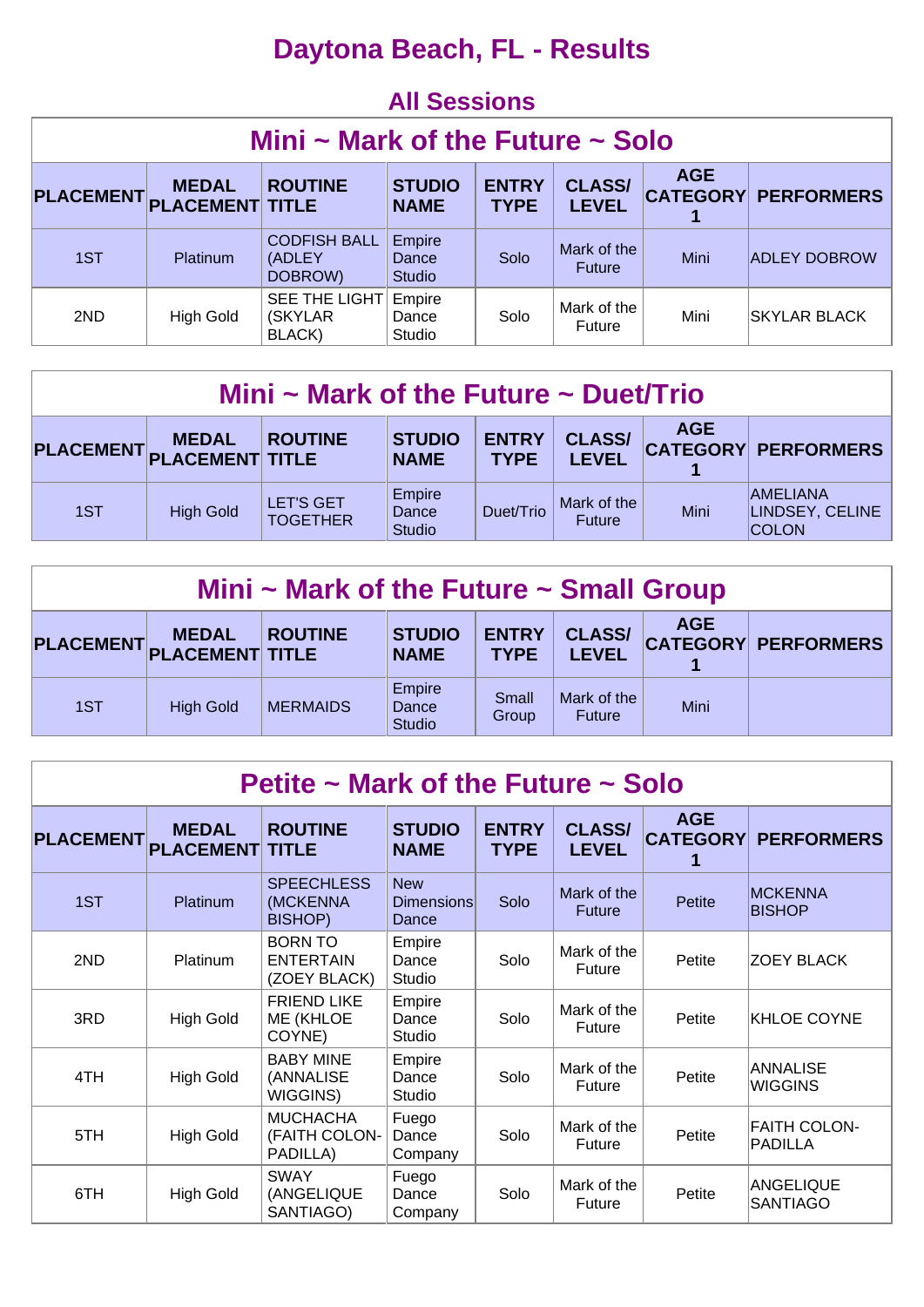# Daytona Beach, FL - Results

## All Sessions

### Mini ~ Mark of the Future ~ Solo

| PLACEMENT | MEDAL PLACEMENT | ROUTINE TITLE | STUDIO NAME | ENTRY TYPE | CLASS/ LEVEL | AGE CATEGORY 1 | PERFORMERS |
|---|---|---|---|---|---|---|---|
| 1ST | Platinum | CODFISH BALL (ADLEY DOBROW) | Empire Dance Studio | Solo | Mark of the Future | Mini | ADLEY DOBROW |
| 2ND | High Gold | SEE THE LIGHT (SKYLAR BLACK) | Empire Dance Studio | Solo | Mark of the Future | Mini | SKYLAR BLACK |

### Mini ~ Mark of the Future ~ Duet/Trio

| PLACEMENT | MEDAL PLACEMENT | ROUTINE TITLE | STUDIO NAME | ENTRY TYPE | CLASS/ LEVEL | AGE CATEGORY 1 | PERFORMERS |
|---|---|---|---|---|---|---|---|
| 1ST | High Gold | LET'S GET TOGETHER | Empire Dance Studio | Duet/Trio | Mark of the Future | Mini | AMELIANA LINDSEY, CELINE COLON |

### Mini ~ Mark of the Future ~ Small Group

| PLACEMENT | MEDAL PLACEMENT | ROUTINE TITLE | STUDIO NAME | ENTRY TYPE | CLASS/ LEVEL | AGE CATEGORY 1 | PERFORMERS |
|---|---|---|---|---|---|---|---|
| 1ST | High Gold | MERMAIDS | Empire Dance Studio | Small Group | Mark of the Future | Mini | |

### Petite ~ Mark of the Future ~ Solo

| PLACEMENT | MEDAL PLACEMENT | ROUTINE TITLE | STUDIO NAME | ENTRY TYPE | CLASS/ LEVEL | AGE CATEGORY 1 | PERFORMERS |
|---|---|---|---|---|---|---|---|
| 1ST | Platinum | SPEECHLESS (MCKENNA BISHOP) | New Dimensions Dance | Solo | Mark of the Future | Petite | MCKENNA BISHOP |
| 2ND | Platinum | BORN TO ENTERTAIN (ZOEY BLACK) | Empire Dance Studio | Solo | Mark of the Future | Petite | ZOEY BLACK |
| 3RD | High Gold | FRIEND LIKE ME (KHLOE COYNE) | Empire Dance Studio | Solo | Mark of the Future | Petite | KHLOE COYNE |
| 4TH | High Gold | BABY MINE (ANNALISE WIGGINS) | Empire Dance Studio | Solo | Mark of the Future | Petite | ANNALISE WIGGINS |
| 5TH | High Gold | MUCHACHA (FAITH COLON-PADILLA) | Fuego Dance Company | Solo | Mark of the Future | Petite | FAITH COLON-PADILLA |
| 6TH | High Gold | SWAY (ANGELIQUE SANTIAGO) | Fuego Dance Company | Solo | Mark of the Future | Petite | ANGELIQUE SANTIAGO |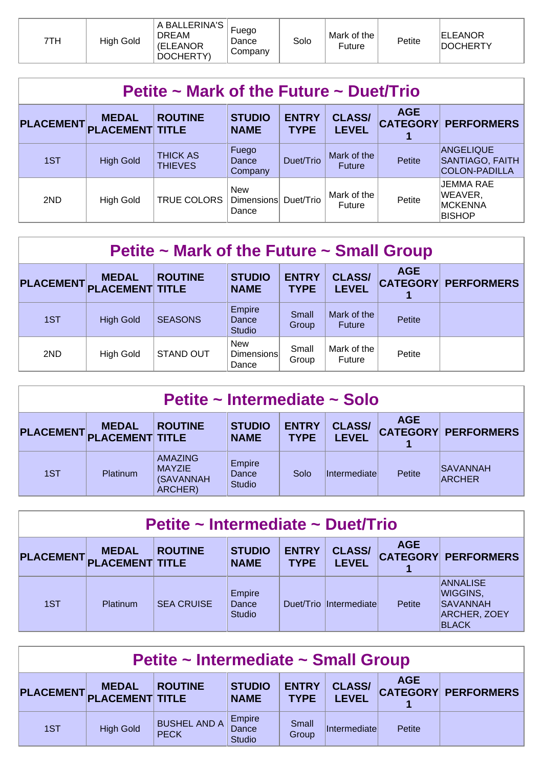| 7TH | High Gold | A BALLERINA'S DREAM (ELEANOR DOCHERTY) | Fuego Dance Company | Solo | Mark of the Future | Petite | ELEANOR DOCHERTY |
|---|---|---|---|---|---|---|---|

## Petite ~ Mark of the Future ~ Duet/Trio

| PLACEMENT | MEDAL PLACEMENT | ROUTINE TITLE | STUDIO NAME | ENTRY TYPE | CLASS/ LEVEL | AGE CATEGORY 1 | PERFORMERS |
|---|---|---|---|---|---|---|---|
| 1ST | High Gold | THICK AS THIEVES | Fuego Dance Company | Duet/Trio | Mark of the Future | Petite | ANGELIQUE SANTIAGO, FAITH COLON-PADILLA |
| 2ND | High Gold | TRUE COLORS | New Dimensions Dance | Duet/Trio | Mark of the Future | Petite | JEMMA RAE WEAVER, MCKENNA BISHOP |

## Petite ~ Mark of the Future ~ Small Group

| PLACEMENT | MEDAL PLACEMENT | ROUTINE TITLE | STUDIO NAME | ENTRY TYPE | CLASS/ LEVEL | AGE CATEGORY 1 | PERFORMERS |
|---|---|---|---|---|---|---|---|
| 1ST | High Gold | SEASONS | Empire Dance Studio | Small Group | Mark of the Future | Petite | |
| 2ND | High Gold | STAND OUT | New Dimensions Dance | Small Group | Mark of the Future | Petite | |

## Petite ~ Intermediate ~ Solo

| PLACEMENT | MEDAL PLACEMENT | ROUTINE TITLE | STUDIO NAME | ENTRY TYPE | CLASS/ LEVEL | AGE CATEGORY 1 | PERFORMERS |
|---|---|---|---|---|---|---|---|
| 1ST | Platinum | AMAZING MAYZIE (SAVANNAH ARCHER) | Empire Dance Studio | Solo | Intermediate | Petite | SAVANNAH ARCHER |

## Petite ~ Intermediate ~ Duet/Trio

| PLACEMENT | MEDAL PLACEMENT | ROUTINE TITLE | STUDIO NAME | ENTRY TYPE | CLASS/ LEVEL | AGE CATEGORY 1 | PERFORMERS |
|---|---|---|---|---|---|---|---|
| 1ST | Platinum | SEA CRUISE | Empire Dance Studio | Duet/Trio | Intermediate | Petite | ANNALISE WIGGINS, SAVANNAH ARCHER, ZOEY BLACK |

## Petite ~ Intermediate ~ Small Group

| PLACEMENT | MEDAL PLACEMENT | ROUTINE TITLE | STUDIO NAME | ENTRY TYPE | CLASS/ LEVEL | AGE CATEGORY 1 | PERFORMERS |
|---|---|---|---|---|---|---|---|
| 1ST | High Gold | BUSHEL AND A PECK | Empire Dance Studio | Small Group | Intermediate | Petite | |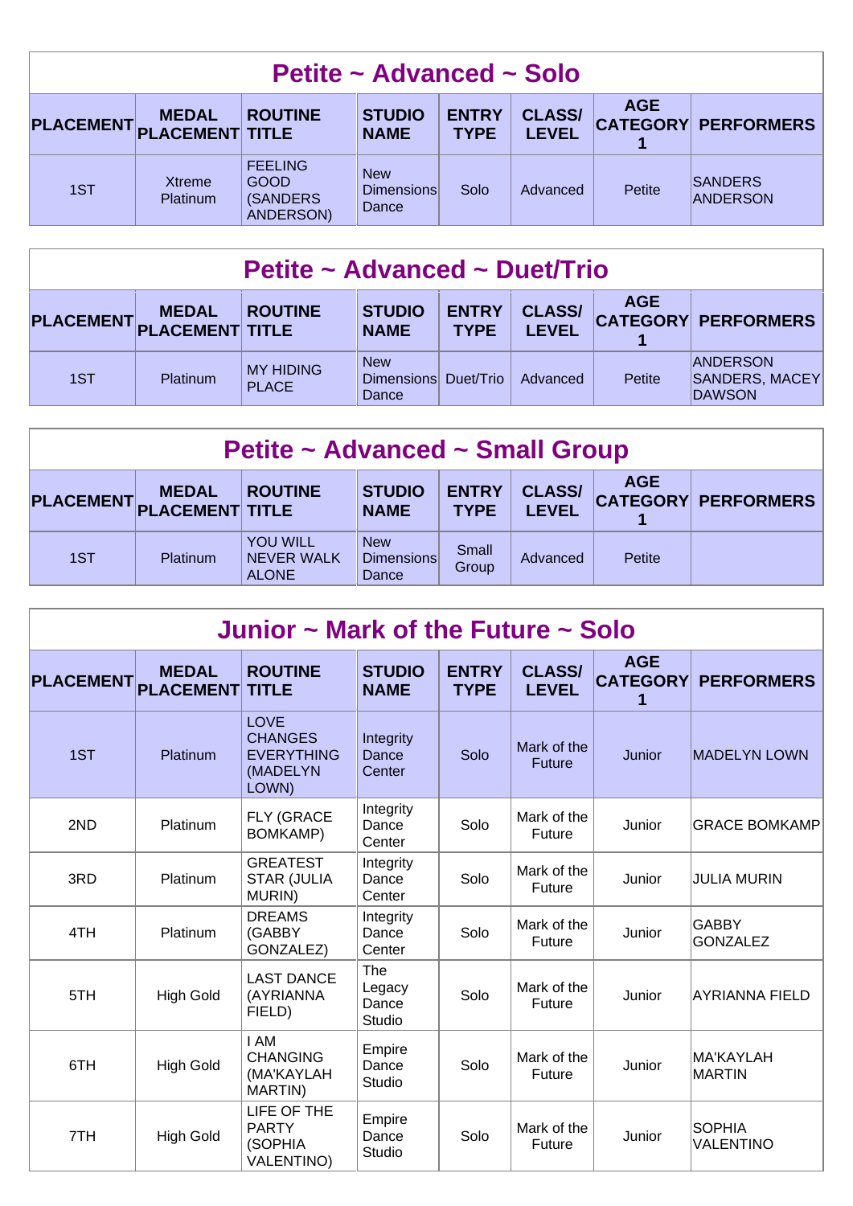## Petite ~ Advanced ~ Solo

| PLACEMENT | MEDAL PLACEMENT | ROUTINE TITLE | STUDIO NAME | ENTRY TYPE | CLASS/ LEVEL | AGE CATEGORY 1 | PERFORMERS |
|---|---|---|---|---|---|---|---|
| 1ST | Xtreme Platinum | FEELING GOOD (SANDERS ANDERSON) | New Dimensions Dance | Solo | Advanced | Petite | SANDERS ANDERSON |

## Petite ~ Advanced ~ Duet/Trio

| PLACEMENT | MEDAL PLACEMENT | ROUTINE TITLE | STUDIO NAME | ENTRY TYPE | CLASS/ LEVEL | AGE CATEGORY 1 | PERFORMERS |
|---|---|---|---|---|---|---|---|
| 1ST | Platinum | MY HIDING PLACE | New Dimensions Dance | Duet/Trio | Advanced | Petite | ANDERSON SANDERS, MACEY DAWSON |

## Petite ~ Advanced ~ Small Group

| PLACEMENT | MEDAL PLACEMENT | ROUTINE TITLE | STUDIO NAME | ENTRY TYPE | CLASS/ LEVEL | AGE CATEGORY 1 | PERFORMERS |
|---|---|---|---|---|---|---|---|
| 1ST | Platinum | YOU WILL NEVER WALK ALONE | New Dimensions Dance | Small Group | Advanced | Petite | |

## Junior ~ Mark of the Future ~ Solo

| PLACEMENT | MEDAL PLACEMENT | ROUTINE TITLE | STUDIO NAME | ENTRY TYPE | CLASS/ LEVEL | AGE CATEGORY 1 | PERFORMERS |
|---|---|---|---|---|---|---|---|
| 1ST | Platinum | LOVE CHANGES EVERYTHING (MADELYN LOWN) | Integrity Dance Center | Solo | Mark of the Future | Junior | MADELYN LOWN |
| 2ND | Platinum | FLY (GRACE BOMKAMP) | Integrity Dance Center | Solo | Mark of the Future | Junior | GRACE BOMKAMP |
| 3RD | Platinum | GREATEST STAR (JULIA MURIN) | Integrity Dance Center | Solo | Mark of the Future | Junior | JULIA MURIN |
| 4TH | Platinum | DREAMS (GABBY GONZALEZ) | Integrity Dance Center | Solo | Mark of the Future | Junior | GABBY GONZALEZ |
| 5TH | High Gold | LAST DANCE (AYRIANNA FIELD) | The Legacy Dance Studio | Solo | Mark of the Future | Junior | AYRIANNA FIELD |
| 6TH | High Gold | I AM CHANGING (MA'KAYLAH MARTIN) | Empire Dance Studio | Solo | Mark of the Future | Junior | MA'KAYLAH MARTIN |
| 7TH | High Gold | LIFE OF THE PARTY (SOPHIA VALENTINO) | Empire Dance Studio | Solo | Mark of the Future | Junior | SOPHIA VALENTINO |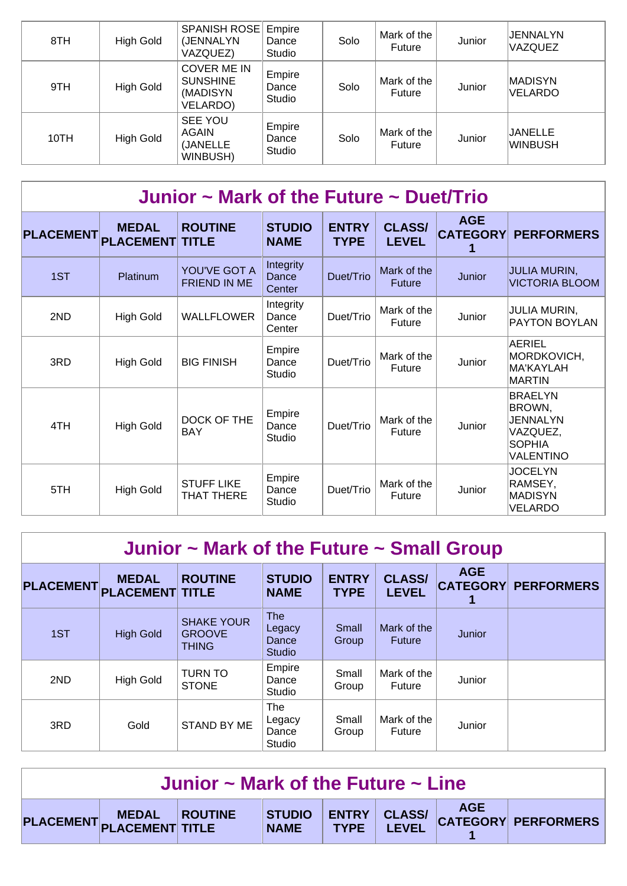| 8TH | High Gold | SPANISH ROSE (JENNALYN VAZQUEZ) | Empire Dance Studio | Solo | Mark of the Future | Junior | JENNALYN VAZQUEZ |
|---|---|---|---|---|---|---|---|
| 9TH | High Gold | COVER ME IN SUNSHINE (MADISYN VELARDO) | Empire Dance Studio | Solo | Mark of the Future | Junior | MADISYN VELARDO |
| 10TH | High Gold | SEE YOU AGAIN (JANELLE WINBUSH) | Empire Dance Studio | Solo | Mark of the Future | Junior | JANELLE WINBUSH |

## Junior ~ Mark of the Future ~ Duet/Trio

| PLACEMENT | MEDAL PLACEMENT | ROUTINE TITLE | STUDIO NAME | ENTRY TYPE | CLASS/ LEVEL | AGE CATEGORY 1 | PERFORMERS |
|---|---|---|---|---|---|---|---|
| 1ST | Platinum | YOU'VE GOT A FRIEND IN ME | Integrity Dance Center | Duet/Trio | Mark of the Future | Junior | JULIA MURIN, VICTORIA BLOOM |
| 2ND | High Gold | WALLFLOWER | Integrity Dance Center | Duet/Trio | Mark of the Future | Junior | JULIA MURIN, PAYTON BOYLAN |
| 3RD | High Gold | BIG FINISH | Empire Dance Studio | Duet/Trio | Mark of the Future | Junior | AERIEL MORDKOVICH, MA'KAYLAH MARTIN |
| 4TH | High Gold | DOCK OF THE BAY | Empire Dance Studio | Duet/Trio | Mark of the Future | Junior | BRAELYN BROWN, JENNALYN VAZQUEZ, SOPHIA VALENTINO |
| 5TH | High Gold | STUFF LIKE THAT THERE | Empire Dance Studio | Duet/Trio | Mark of the Future | Junior | JOCELYN RAMSEY, MADISYN VELARDO |

## Junior ~ Mark of the Future ~ Small Group

| PLACEMENT | MEDAL PLACEMENT | ROUTINE TITLE | STUDIO NAME | ENTRY TYPE | CLASS/ LEVEL | AGE CATEGORY 1 | PERFORMERS |
|---|---|---|---|---|---|---|---|
| 1ST | High Gold | SHAKE YOUR GROOVE THING | The Legacy Dance Studio | Small Group | Mark of the Future | Junior | |
| 2ND | High Gold | TURN TO STONE | Empire Dance Studio | Small Group | Mark of the Future | Junior | |
| 3RD | Gold | STAND BY ME | The Legacy Dance Studio | Small Group | Mark of the Future | Junior | |

## Junior ~ Mark of the Future ~ Line

| PLACEMENT | MEDAL PLACEMENT | ROUTINE TITLE | STUDIO NAME | ENTRY TYPE | CLASS/ LEVEL | AGE CATEGORY 1 | PERFORMERS |
|---|---|---|---|---|---|---|---|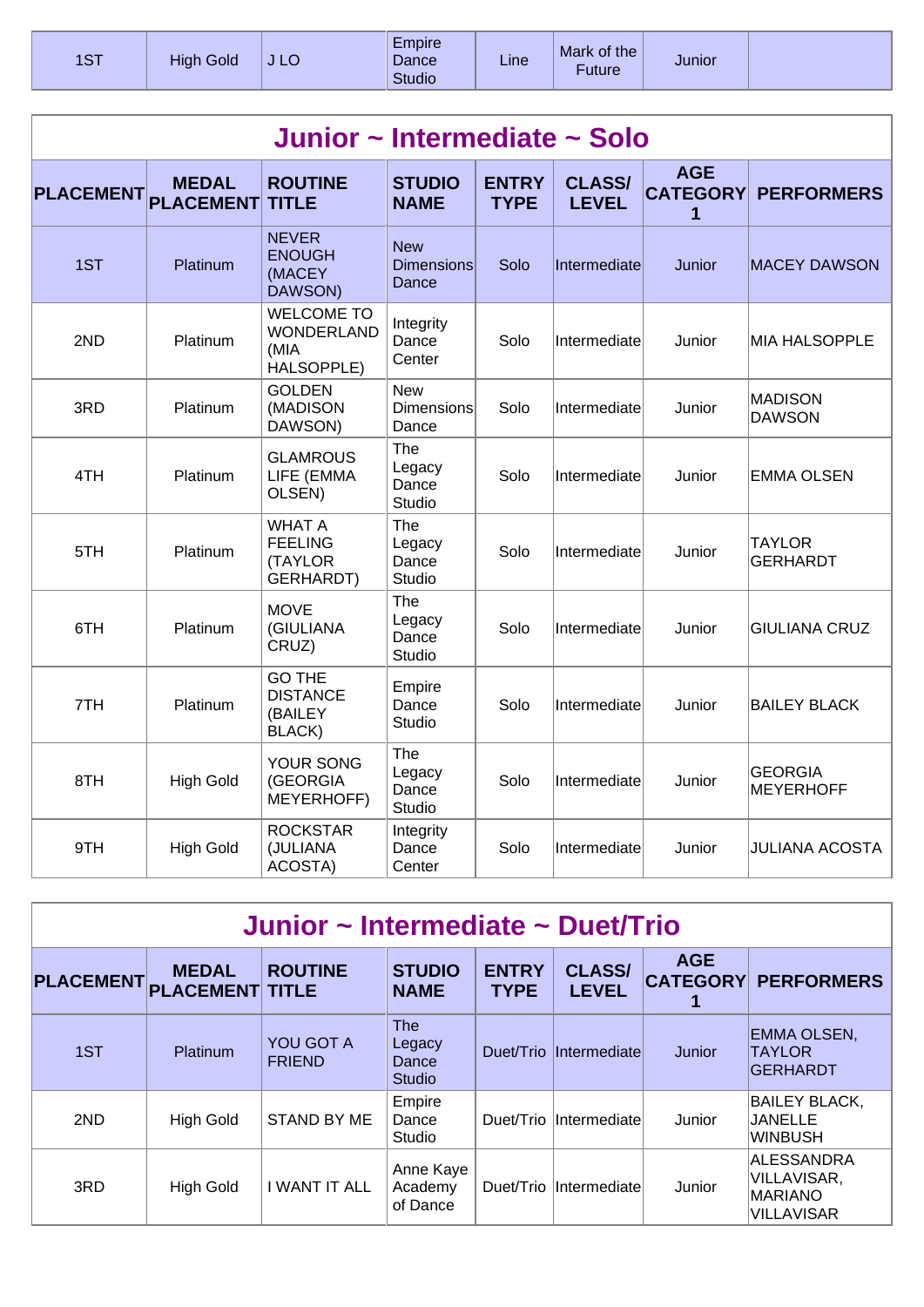| 1ST | High Gold | J LO | Empire Dance Studio | Line | Mark of the Future | Junior | |
|---|---|---|---|---|---|---|---|

## Junior ~ Intermediate ~ Solo

| PLACEMENT | MEDAL PLACEMENT | ROUTINE TITLE | STUDIO NAME | ENTRY TYPE | CLASS/ LEVEL | AGE CATEGORY 1 | PERFORMERS |
|---|---|---|---|---|---|---|---|
| 1ST | Platinum | NEVER ENOUGH (MACEY DAWSON) | New Dimensions Dance | Solo | Intermediate | Junior | MACEY DAWSON |
| 2ND | Platinum | WELCOME TO WONDERLAND (MIA HALSOPPLE) | Integrity Dance Center | Solo | Intermediate | Junior | MIA HALSOPPLE |
| 3RD | Platinum | GOLDEN (MADISON DAWSON) | New Dimensions Dance | Solo | Intermediate | Junior | MADISON DAWSON |
| 4TH | Platinum | GLAMROUS LIFE (EMMA OLSEN) | The Legacy Dance Studio | Solo | Intermediate | Junior | EMMA OLSEN |
| 5TH | Platinum | WHAT A FEELING (TAYLOR GERHARDT) | The Legacy Dance Studio | Solo | Intermediate | Junior | TAYLOR GERHARDT |
| 6TH | Platinum | MOVE (GIULIANA CRUZ) | The Legacy Dance Studio | Solo | Intermediate | Junior | GIULIANA CRUZ |
| 7TH | Platinum | GO THE DISTANCE (BAILEY BLACK) | Empire Dance Studio | Solo | Intermediate | Junior | BAILEY BLACK |
| 8TH | High Gold | YOUR SONG (GEORGIA MEYERHOFF) | The Legacy Dance Studio | Solo | Intermediate | Junior | GEORGIA MEYERHOFF |
| 9TH | High Gold | ROCKSTAR (JULIANA ACOSTA) | Integrity Dance Center | Solo | Intermediate | Junior | JULIANA ACOSTA |

## Junior ~ Intermediate ~ Duet/Trio

| PLACEMENT | MEDAL PLACEMENT | ROUTINE TITLE | STUDIO NAME | ENTRY TYPE | CLASS/ LEVEL | AGE CATEGORY 1 | PERFORMERS |
|---|---|---|---|---|---|---|---|
| 1ST | Platinum | YOU GOT A FRIEND | The Legacy Dance Studio | Duet/Trio | Intermediate | Junior | EMMA OLSEN, TAYLOR GERHARDT |
| 2ND | High Gold | STAND BY ME | Empire Dance Studio | Duet/Trio | Intermediate | Junior | BAILEY BLACK, JANELLE WINBUSH |
| 3RD | High Gold | I WANT IT ALL | Anne Kaye Academy of Dance | Duet/Trio | Intermediate | Junior | ALESSANDRA VILLAVISAR, MARIANO VILLAVISAR |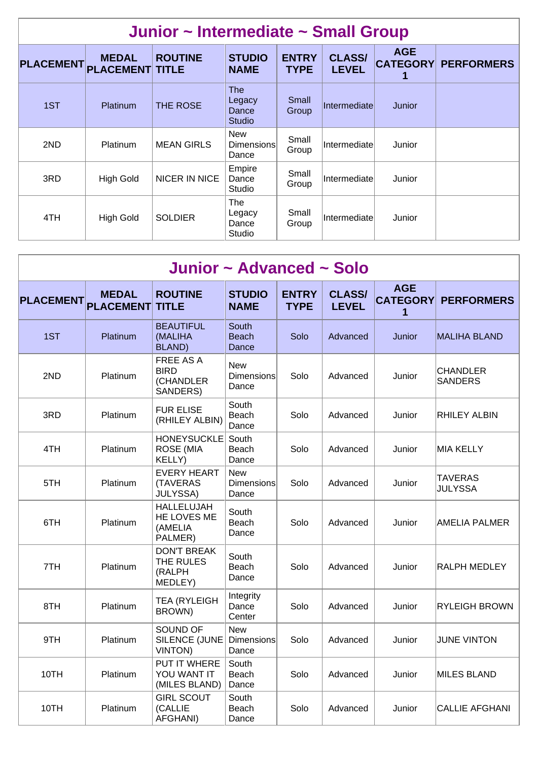## Junior ~ Intermediate ~ Small Group

| PLACEMENT | MEDAL PLACEMENT | ROUTINE TITLE | STUDIO NAME | ENTRY TYPE | CLASS/ LEVEL | AGE CATEGORY 1 | PERFORMERS |
|---|---|---|---|---|---|---|---|
| 1ST | Platinum | THE ROSE | The Legacy Dance Studio | Small Group | Intermediate | Junior | |
| 2ND | Platinum | MEAN GIRLS | New Dimensions Dance | Small Group | Intermediate | Junior | |
| 3RD | High Gold | NICER IN NICE | Empire Dance Studio | Small Group | Intermediate | Junior | |
| 4TH | High Gold | SOLDIER | The Legacy Dance Studio | Small Group | Intermediate | Junior | |

## Junior ~ Advanced ~ Solo

| PLACEMENT | MEDAL PLACEMENT | ROUTINE TITLE | STUDIO NAME | ENTRY TYPE | CLASS/ LEVEL | AGE CATEGORY 1 | PERFORMERS |
|---|---|---|---|---|---|---|---|
| 1ST | Platinum | BEAUTIFUL (MALIHA BLAND) | South Beach Dance | Solo | Advanced | Junior | MALIHA BLAND |
| 2ND | Platinum | FREE AS A BIRD (CHANDLER SANDERS) | New Dimensions Dance | Solo | Advanced | Junior | CHANDLER SANDERS |
| 3RD | Platinum | FUR ELISE (RHILEY ALBIN) | South Beach Dance | Solo | Advanced | Junior | RHILEY ALBIN |
| 4TH | Platinum | HONEYSUCKLE ROSE (MIA KELLY) | South Beach Dance | Solo | Advanced | Junior | MIA KELLY |
| 5TH | Platinum | EVERY HEART (TAVERAS JULYSSA) | New Dimensions Dance | Solo | Advanced | Junior | TAVERAS JULYSSA |
| 6TH | Platinum | HALLELUJAH HE LOVES ME (AMELIA PALMER) | South Beach Dance | Solo | Advanced | Junior | AMELIA PALMER |
| 7TH | Platinum | DON'T BREAK THE RULES (RALPH MEDLEY) | South Beach Dance | Solo | Advanced | Junior | RALPH MEDLEY |
| 8TH | Platinum | TEA (RYLEIGH BROWN) | Integrity Dance Center | Solo | Advanced | Junior | RYLEIGH BROWN |
| 9TH | Platinum | SOUND OF SILENCE (JUNE VINTON) | New Dimensions Dance | Solo | Advanced | Junior | JUNE VINTON |
| 10TH | Platinum | PUT IT WHERE YOU WANT IT (MILES BLAND) | South Beach Dance | Solo | Advanced | Junior | MILES BLAND |
| 10TH | Platinum | GIRL SCOUT (CALLIE AFGHANI) | South Beach Dance | Solo | Advanced | Junior | CALLIE AFGHANI |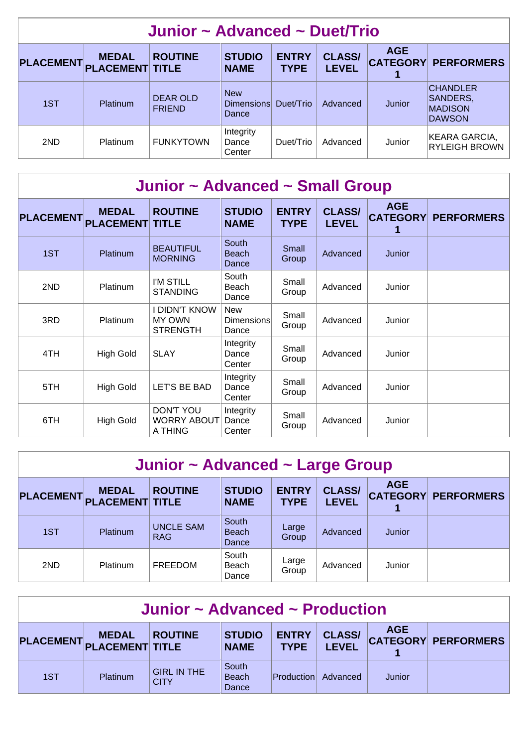## Junior ~ Advanced ~ Duet/Trio

| PLACEMENT | MEDAL PLACEMENT | ROUTINE TITLE | STUDIO NAME | ENTRY TYPE | CLASS/ LEVEL | AGE CATEGORY 1 | PERFORMERS |
|---|---|---|---|---|---|---|---|
| 1ST | Platinum | DEAR OLD FRIEND | New Dimensions Dance | Duet/Trio | Advanced | Junior | CHANDLER SANDERS, MADISON DAWSON |
| 2ND | Platinum | FUNKYTOWN | Integrity Dance Center | Duet/Trio | Advanced | Junior | KEARA GARCIA, RYLEIGH BROWN |

## Junior ~ Advanced ~ Small Group

| PLACEMENT | MEDAL PLACEMENT | ROUTINE TITLE | STUDIO NAME | ENTRY TYPE | CLASS/ LEVEL | AGE CATEGORY 1 | PERFORMERS |
|---|---|---|---|---|---|---|---|
| 1ST | Platinum | BEAUTIFUL MORNING | South Beach Dance | Small Group | Advanced | Junior | |
| 2ND | Platinum | I'M STILL STANDING | South Beach Dance | Small Group | Advanced | Junior | |
| 3RD | Platinum | I DIDN'T KNOW MY OWN STRENGTH | New Dimensions Dance | Small Group | Advanced | Junior | |
| 4TH | High Gold | SLAY | Integrity Dance Center | Small Group | Advanced | Junior | |
| 5TH | High Gold | LET'S BE BAD | Integrity Dance Center | Small Group | Advanced | Junior | |
| 6TH | High Gold | DON'T YOU WORRY ABOUT A THING | Integrity Dance Center | Small Group | Advanced | Junior | |

## Junior ~ Advanced ~ Large Group

| PLACEMENT | MEDAL PLACEMENT | ROUTINE TITLE | STUDIO NAME | ENTRY TYPE | CLASS/ LEVEL | AGE CATEGORY 1 | PERFORMERS |
|---|---|---|---|---|---|---|---|
| 1ST | Platinum | UNCLE SAM RAG | South Beach Dance | Large Group | Advanced | Junior | |
| 2ND | Platinum | FREEDOM | South Beach Dance | Large Group | Advanced | Junior | |

## Junior ~ Advanced ~ Production

| PLACEMENT | MEDAL PLACEMENT | ROUTINE TITLE | STUDIO NAME | ENTRY TYPE | CLASS/ LEVEL | AGE CATEGORY 1 | PERFORMERS |
|---|---|---|---|---|---|---|---|
| 1ST | Platinum | GIRL IN THE CITY | South Beach Dance | Production | Advanced | Junior | |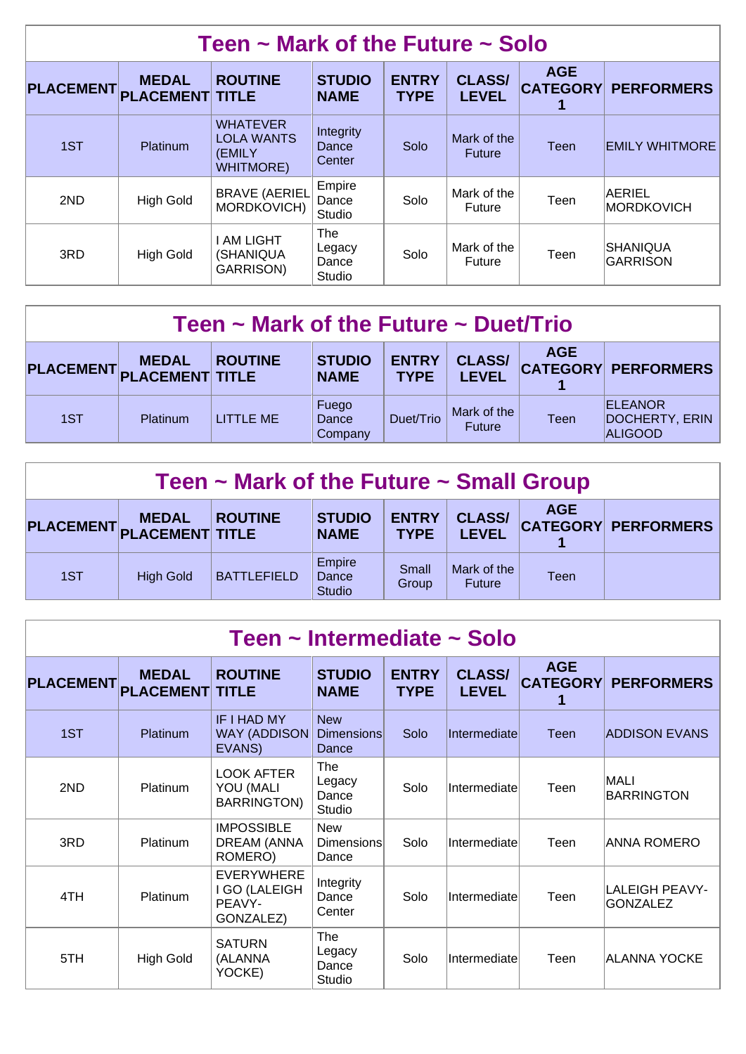## Teen ~ Mark of the Future ~ Solo

| PLACEMENT | MEDAL PLACEMENT | ROUTINE TITLE | STUDIO NAME | ENTRY TYPE | CLASS/ LEVEL | AGE CATEGORY 1 | PERFORMERS |
|---|---|---|---|---|---|---|---|
| 1ST | Platinum | WHATEVER LOLA WANTS (EMILY WHITMORE) | Integrity Dance Center | Solo | Mark of the Future | Teen | EMILY WHITMORE |
| 2ND | High Gold | BRAVE (AERIEL MORDKOVICH) | Empire Dance Studio | Solo | Mark of the Future | Teen | AERIEL MORDKOVICH |
| 3RD | High Gold | I AM LIGHT (SHANIQUA GARRISON) | The Legacy Dance Studio | Solo | Mark of the Future | Teen | SHANIQUA GARRISON |

## Teen ~ Mark of the Future ~ Duet/Trio

| PLACEMENT | MEDAL PLACEMENT | ROUTINE TITLE | STUDIO NAME | ENTRY TYPE | CLASS/ LEVEL | AGE CATEGORY 1 | PERFORMERS |
|---|---|---|---|---|---|---|---|
| 1ST | Platinum | LITTLE ME | Fuego Dance Company | Duet/Trio | Mark of the Future | Teen | ELEANOR DOCHERTY, ERIN ALIGOOD |

## Teen ~ Mark of the Future ~ Small Group

| PLACEMENT | MEDAL PLACEMENT | ROUTINE TITLE | STUDIO NAME | ENTRY TYPE | CLASS/ LEVEL | AGE CATEGORY 1 | PERFORMERS |
|---|---|---|---|---|---|---|---|
| 1ST | High Gold | BATTLEFIELD | Empire Dance Studio | Small Group | Mark of the Future | Teen | |

## Teen ~ Intermediate ~ Solo

| PLACEMENT | MEDAL PLACEMENT | ROUTINE TITLE | STUDIO NAME | ENTRY TYPE | CLASS/ LEVEL | AGE CATEGORY 1 | PERFORMERS |
|---|---|---|---|---|---|---|---|
| 1ST | Platinum | IF I HAD MY WAY (ADDISON EVANS) | New Dimensions Dance | Solo | Intermediate | Teen | ADDISON EVANS |
| 2ND | Platinum | LOOK AFTER YOU (MALI BARRINGTON) | The Legacy Dance Studio | Solo | Intermediate | Teen | MALI BARRINGTON |
| 3RD | Platinum | IMPOSSIBLE DREAM (ANNA ROMERO) | New Dimensions Dance | Solo | Intermediate | Teen | ANNA ROMERO |
| 4TH | Platinum | EVERYWHERE I GO (LALEIGH PEAVY-GONZALEZ) | Integrity Dance Center | Solo | Intermediate | Teen | LALEIGH PEAVY-GONZALEZ |
| 5TH | High Gold | SATURN (ALANNA YOCKE) | The Legacy Dance Studio | Solo | Intermediate | Teen | ALANNA YOCKE |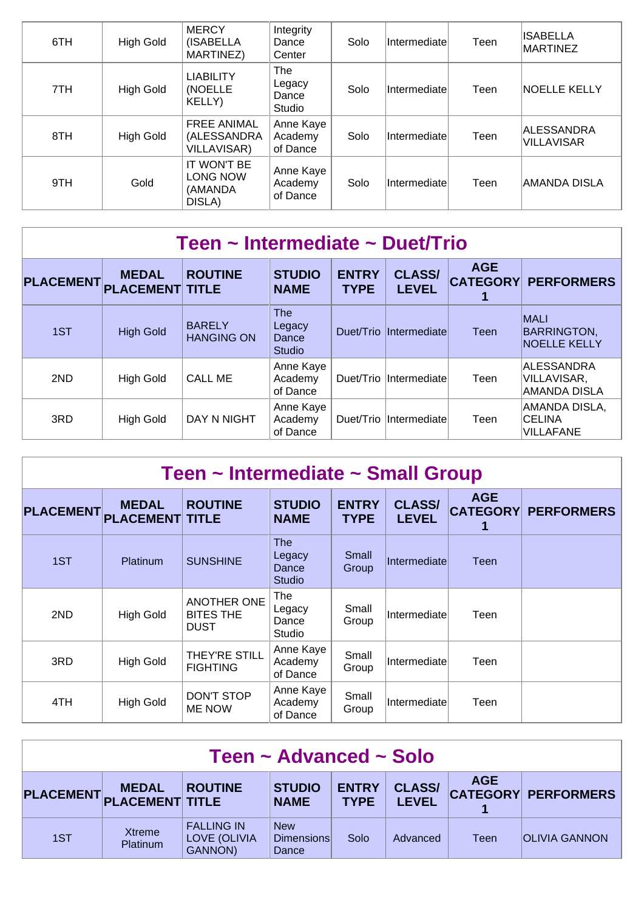| PLACEMENT | MEDAL PLACEMENT | ROUTINE TITLE | STUDIO NAME | ENTRY TYPE | CLASS/ LEVEL | AGE CATEGORY 1 | PERFORMERS |
|---|---|---|---|---|---|---|---|
| 6TH | High Gold | MERCY (ISABELLA MARTINEZ) | Integrity Dance Center | Solo | Intermediate | Teen | ISABELLA MARTINEZ |
| 7TH | High Gold | LIABILITY (NOELLE KELLY) | The Legacy Dance Studio | Solo | Intermediate | Teen | NOELLE KELLY |
| 8TH | High Gold | FREE ANIMAL (ALESSANDRA VILLAVISAR) | Anne Kaye Academy of Dance | Solo | Intermediate | Teen | ALESSANDRA VILLAVISAR |
| 9TH | Gold | IT WON'T BE LONG NOW (AMANDA DISLA) | Anne Kaye Academy of Dance | Solo | Intermediate | Teen | AMANDA DISLA |

## Teen ~ Intermediate ~ Duet/Trio

| PLACEMENT | MEDAL PLACEMENT | ROUTINE TITLE | STUDIO NAME | ENTRY TYPE | CLASS/ LEVEL | AGE CATEGORY 1 | PERFORMERS |
|---|---|---|---|---|---|---|---|
| 1ST | High Gold | BARELY HANGING ON | The Legacy Dance Studio | Duet/Trio | Intermediate | Teen | MALI BARRINGTON, NOELLE KELLY |
| 2ND | High Gold | CALL ME | Anne Kaye Academy of Dance | Duet/Trio | Intermediate | Teen | ALESSANDRA VILLAVISAR, AMANDA DISLA |
| 3RD | High Gold | DAY N NIGHT | Anne Kaye Academy of Dance | Duet/Trio | Intermediate | Teen | AMANDA DISLA, CELINA VILLAFANE |

## Teen ~ Intermediate ~ Small Group

| PLACEMENT | MEDAL PLACEMENT | ROUTINE TITLE | STUDIO NAME | ENTRY TYPE | CLASS/ LEVEL | AGE CATEGORY 1 | PERFORMERS |
|---|---|---|---|---|---|---|---|
| 1ST | Platinum | SUNSHINE | The Legacy Dance Studio | Small Group | Intermediate | Teen | |
| 2ND | High Gold | ANOTHER ONE BITES THE DUST | The Legacy Dance Studio | Small Group | Intermediate | Teen | |
| 3RD | High Gold | THEY'RE STILL FIGHTING | Anne Kaye Academy of Dance | Small Group | Intermediate | Teen | |
| 4TH | High Gold | DON'T STOP ME NOW | Anne Kaye Academy of Dance | Small Group | Intermediate | Teen | |

## Teen ~ Advanced ~ Solo

| PLACEMENT | MEDAL PLACEMENT | ROUTINE TITLE | STUDIO NAME | ENTRY TYPE | CLASS/ LEVEL | AGE CATEGORY 1 | PERFORMERS |
|---|---|---|---|---|---|---|---|
| 1ST | Xtreme Platinum | FALLING IN LOVE (OLIVIA GANNON) | New Dimensions Dance | Solo | Advanced | Teen | OLIVIA GANNON |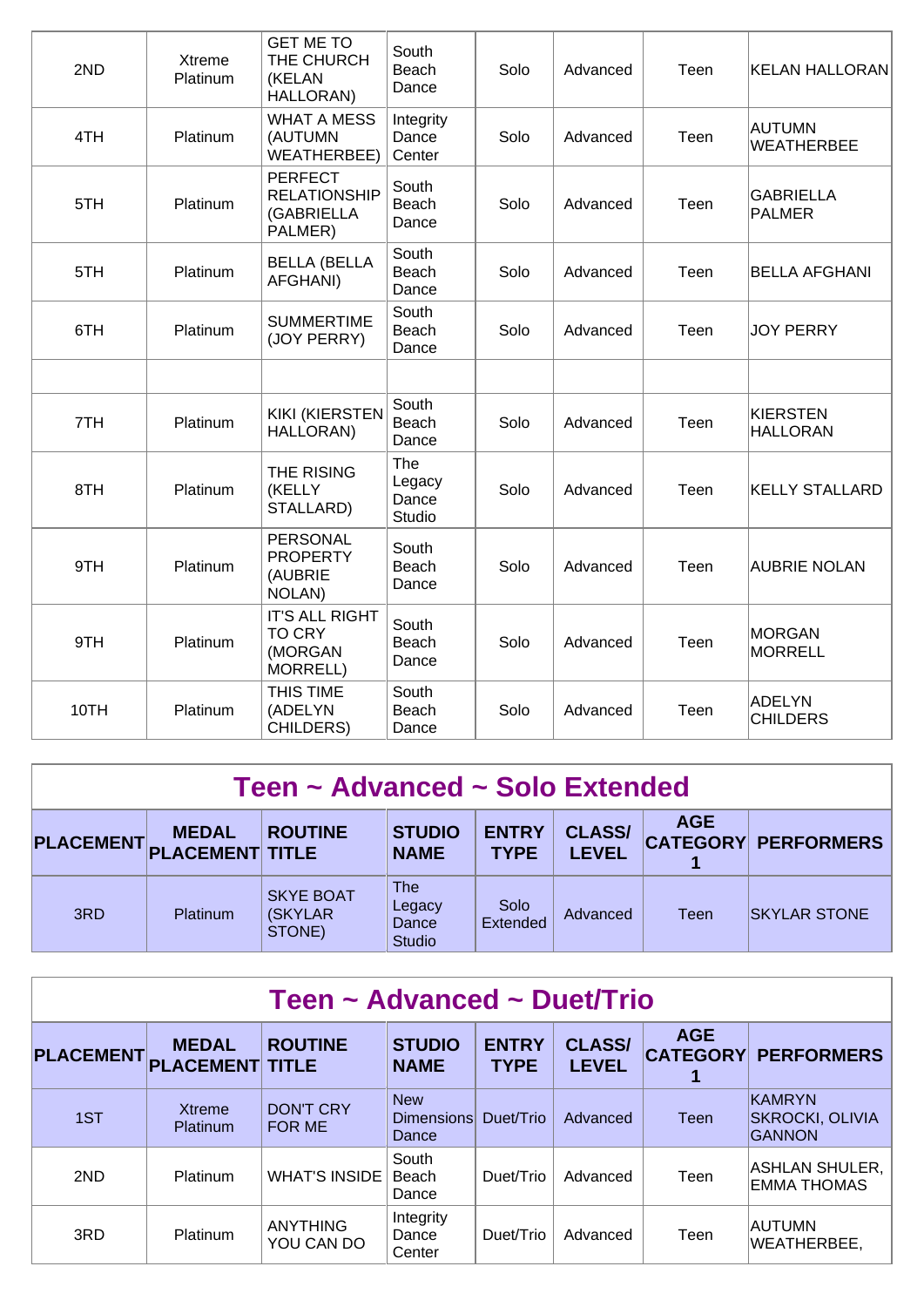| | | | | | | | |
|---|---|---|---|---|---|---|---|
| 2ND | Xtreme Platinum | GET ME TO THE CHURCH (KELAN HALLORAN) | South Beach Dance | Solo | Advanced | Teen | KELAN HALLORAN |
| 4TH | Platinum | WHAT A MESS (AUTUMN WEATHERBEE) | Integrity Dance Center | Solo | Advanced | Teen | AUTUMN WEATHERBEE |
| 5TH | Platinum | PERFECT RELATIONSHIP (GABRIELLA PALMER) | South Beach Dance | Solo | Advanced | Teen | GABRIELLA PALMER |
| 5TH | Platinum | BELLA (BELLA AFGHANI) | South Beach Dance | Solo | Advanced | Teen | BELLA AFGHANI |
| 6TH | Platinum | SUMMERTIME (JOY PERRY) | South Beach Dance | Solo | Advanced | Teen | JOY PERRY |
| | | | | | | | |
| 7TH | Platinum | KIKI (KIERSTEN HALLORAN) | South Beach Dance | Solo | Advanced | Teen | KIERSTEN HALLORAN |
| 8TH | Platinum | THE RISING (KELLY STALLARD) | The Legacy Dance Studio | Solo | Advanced | Teen | KELLY STALLARD |
| 9TH | Platinum | PERSONAL PROPERTY (AUBRIE NOLAN) | South Beach Dance | Solo | Advanced | Teen | AUBRIE NOLAN |
| 9TH | Platinum | IT'S ALL RIGHT TO CRY (MORGAN MORRELL) | South Beach Dance | Solo | Advanced | Teen | MORGAN MORRELL |
| 10TH | Platinum | THIS TIME (ADELYN CHILDERS) | South Beach Dance | Solo | Advanced | Teen | ADELYN CHILDERS |

## Teen ~ Advanced ~ Solo Extended

| PLACEMENT | MEDAL PLACEMENT | ROUTINE TITLE | STUDIO NAME | ENTRY TYPE | CLASS/ LEVEL | AGE CATEGORY 1 | PERFORMERS |
|---|---|---|---|---|---|---|---|
| 3RD | Platinum | SKYE BOAT (SKYLAR STONE) | The Legacy Dance Studio | Solo Extended | Advanced | Teen | SKYLAR STONE |

## Teen ~ Advanced ~ Duet/Trio

| PLACEMENT | MEDAL PLACEMENT | ROUTINE TITLE | STUDIO NAME | ENTRY TYPE | CLASS/ LEVEL | AGE CATEGORY 1 | PERFORMERS |
|---|---|---|---|---|---|---|---|
| 1ST | Xtreme Platinum | DON'T CRY FOR ME | New Dimensions Dance | Duet/Trio | Advanced | Teen | KAMRYN SKROCKI, OLIVIA GANNON |
| 2ND | Platinum | WHAT'S INSIDE | South Beach Dance | Duet/Trio | Advanced | Teen | ASHLAN SHULER, EMMA THOMAS |
| 3RD | Platinum | ANYTHING YOU CAN DO | Integrity Dance Center | Duet/Trio | Advanced | Teen | AUTUMN WEATHERBEE, |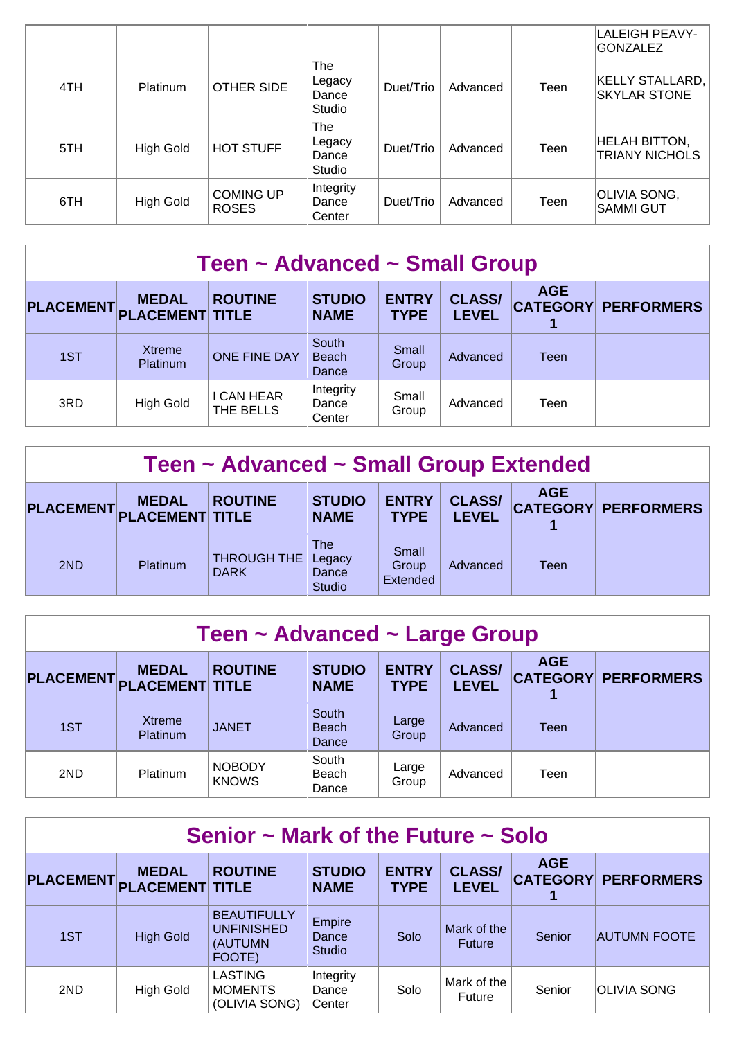| | | | | | | | |
|---|---|---|---|---|---|---|---|
| | | | | | | | LALEIGH PEAVY-GONZALEZ |
| 4TH | Platinum | OTHER SIDE | The Legacy Dance Studio | Duet/Trio | Advanced | Teen | KELLY STALLARD, SKYLAR STONE |
| 5TH | High Gold | HOT STUFF | The Legacy Dance Studio | Duet/Trio | Advanced | Teen | HELAH BITTON, TRIANY NICHOLS |
| 6TH | High Gold | COMING UP ROSES | Integrity Dance Center | Duet/Trio | Advanced | Teen | OLIVIA SONG, SAMMI GUT |

## Teen ~ Advanced ~ Small Group

| PLACEMENT | MEDAL PLACEMENT | ROUTINE TITLE | STUDIO NAME | ENTRY TYPE | CLASS/ LEVEL | AGE CATEGORY 1 | PERFORMERS |
|---|---|---|---|---|---|---|---|
| 1ST | Xtreme Platinum | ONE FINE DAY | South Beach Dance | Small Group | Advanced | Teen | |
| 3RD | High Gold | I CAN HEAR THE BELLS | Integrity Dance Center | Small Group | Advanced | Teen | |

## Teen ~ Advanced ~ Small Group Extended

| PLACEMENT | MEDAL PLACEMENT | ROUTINE TITLE | STUDIO NAME | ENTRY TYPE | CLASS/ LEVEL | AGE CATEGORY 1 | PERFORMERS |
|---|---|---|---|---|---|---|---|
| 2ND | Platinum | THROUGH THE DARK | The Legacy Dance Studio | Small Group Extended | Advanced | Teen | |

## Teen ~ Advanced ~ Large Group

| PLACEMENT | MEDAL PLACEMENT | ROUTINE TITLE | STUDIO NAME | ENTRY TYPE | CLASS/ LEVEL | AGE CATEGORY 1 | PERFORMERS |
|---|---|---|---|---|---|---|---|
| 1ST | Xtreme Platinum | JANET | South Beach Dance | Large Group | Advanced | Teen | |
| 2ND | Platinum | NOBODY KNOWS | South Beach Dance | Large Group | Advanced | Teen | |

## Senior ~ Mark of the Future ~ Solo

| PLACEMENT | MEDAL PLACEMENT | ROUTINE TITLE | STUDIO NAME | ENTRY TYPE | CLASS/ LEVEL | AGE CATEGORY 1 | PERFORMERS |
|---|---|---|---|---|---|---|---|
| 1ST | High Gold | BEAUTIFULLY UNFINISHED (AUTUMN FOOTE) | Empire Dance Studio | Solo | Mark of the Future | Senior | AUTUMN FOOTE |
| 2ND | High Gold | LASTING MOMENTS (OLIVIA SONG) | Integrity Dance Center | Solo | Mark of the Future | Senior | OLIVIA SONG |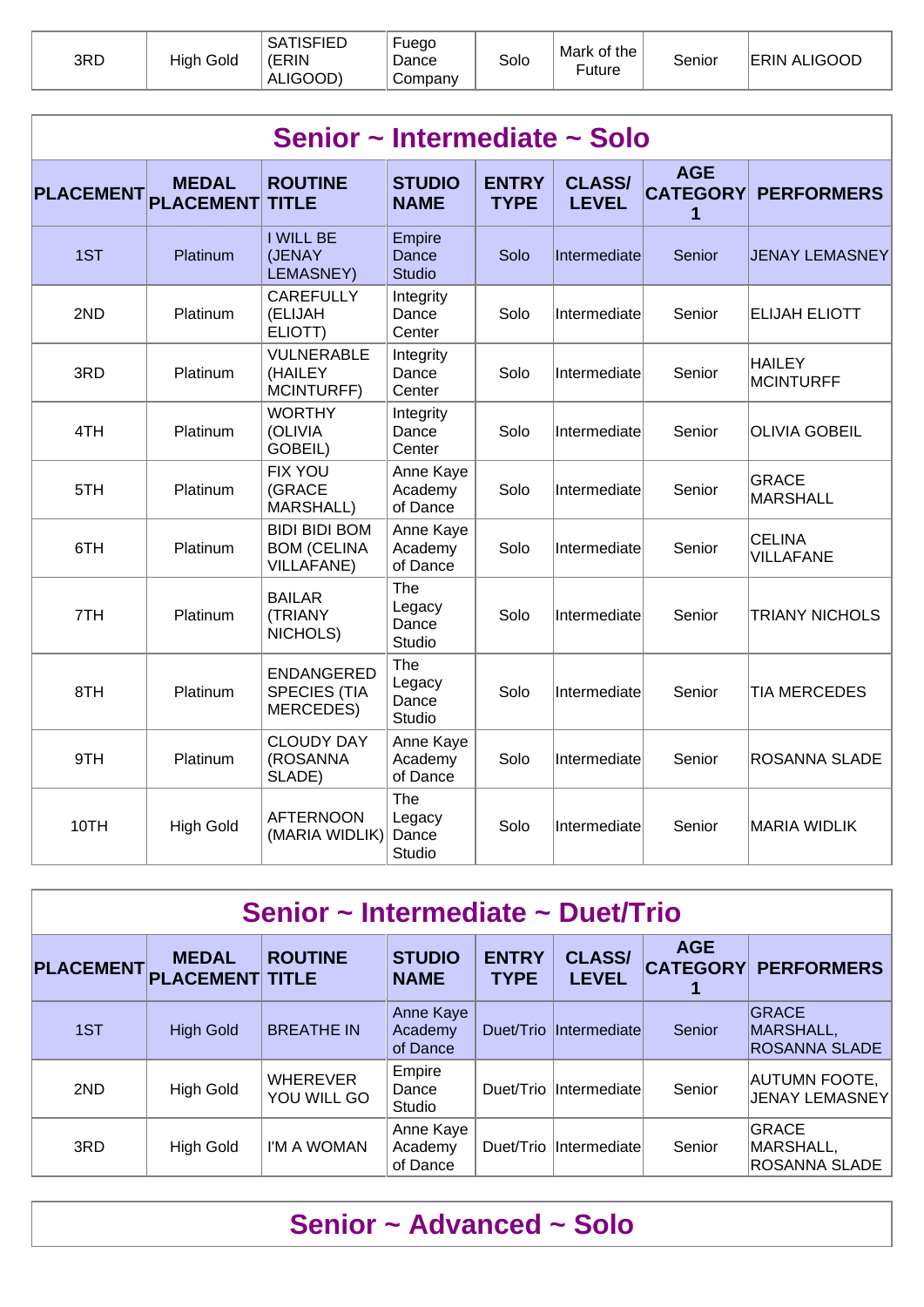| 3RD | High Gold | SATISFIED (ERIN ALIGOOD) | Fuego Dance Company | Solo | Mark of the Future | Senior | ERIN ALIGOOD |
|---|---|---|---|---|---|---|---|

## Senior ~ Intermediate ~ Solo

| PLACEMENT | MEDAL PLACEMENT | ROUTINE TITLE | STUDIO NAME | ENTRY TYPE | CLASS/ LEVEL | AGE CATEGORY 1 | PERFORMERS |
|---|---|---|---|---|---|---|---|
| 1ST | Platinum | I WILL BE (JENAY LEMASNEY) | Empire Dance Studio | Solo | Intermediate | Senior | JENAY LEMASNEY |
| 2ND | Platinum | CAREFULLY (ELIJAH ELIOTT) | Integrity Dance Center | Solo | Intermediate | Senior | ELIJAH ELIOTT |
| 3RD | Platinum | VULNERABLE (HAILEY MCINTURFF) | Integrity Dance Center | Solo | Intermediate | Senior | HAILEY MCINTURFF |
| 4TH | Platinum | WORTHY (OLIVIA GOBEIL) | Integrity Dance Center | Solo | Intermediate | Senior | OLIVIA GOBEIL |
| 5TH | Platinum | FIX YOU (GRACE MARSHALL) | Anne Kaye Academy of Dance | Solo | Intermediate | Senior | GRACE MARSHALL |
| 6TH | Platinum | BIDI BIDI BOM BOM (CELINA VILLAFANE) | Anne Kaye Academy of Dance | Solo | Intermediate | Senior | CELINA VILLAFANE |
| 7TH | Platinum | BAILAR (TRIANY NICHOLS) | The Legacy Dance Studio | Solo | Intermediate | Senior | TRIANY NICHOLS |
| 8TH | Platinum | ENDANGERED SPECIES (TIA MERCEDES) | The Legacy Dance Studio | Solo | Intermediate | Senior | TIA MERCEDES |
| 9TH | Platinum | CLOUDY DAY (ROSANNA SLADE) | Anne Kaye Academy of Dance | Solo | Intermediate | Senior | ROSANNA SLADE |
| 10TH | High Gold | AFTERNOON (MARIA WIDLIK) | The Legacy Dance Studio | Solo | Intermediate | Senior | MARIA WIDLIK |

## Senior ~ Intermediate ~ Duet/Trio

| PLACEMENT | MEDAL PLACEMENT | ROUTINE TITLE | STUDIO NAME | ENTRY TYPE | CLASS/ LEVEL | AGE CATEGORY 1 | PERFORMERS |
|---|---|---|---|---|---|---|---|
| 1ST | High Gold | BREATHE IN | Anne Kaye Academy of Dance | Duet/Trio | Intermediate | Senior | GRACE MARSHALL, ROSANNA SLADE |
| 2ND | High Gold | WHEREVER YOU WILL GO | Empire Dance Studio | Duet/Trio | Intermediate | Senior | AUTUMN FOOTE, JENAY LEMASNEY |
| 3RD | High Gold | I'M A WOMAN | Anne Kaye Academy of Dance | Duet/Trio | Intermediate | Senior | GRACE MARSHALL, ROSANNA SLADE |

## Senior ~ Advanced ~ Solo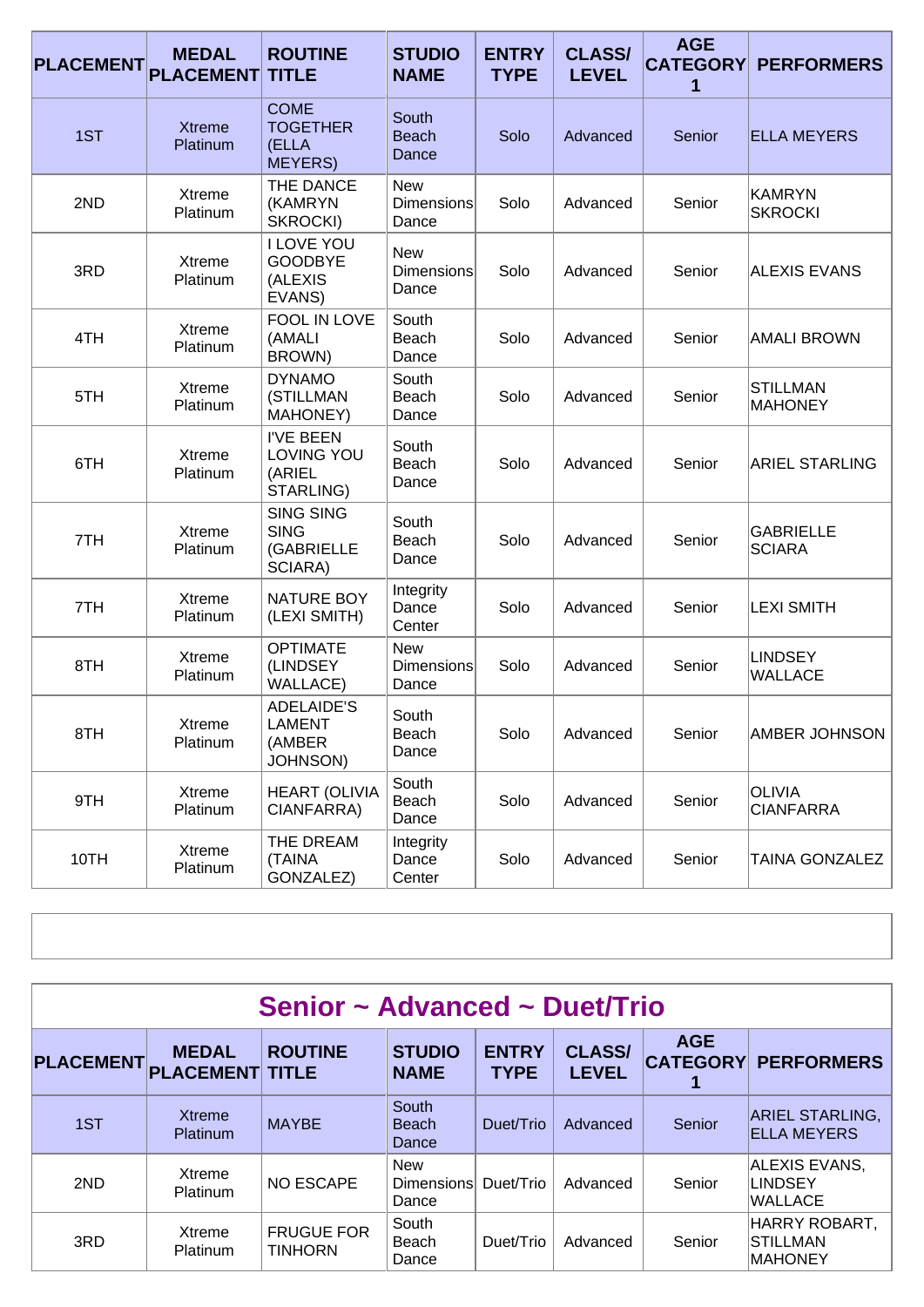| PLACEMENT | MEDAL PLACEMENT | ROUTINE TITLE | STUDIO NAME | ENTRY TYPE | CLASS/ LEVEL | AGE CATEGORY 1 | PERFORMERS |
|---|---|---|---|---|---|---|---|
| 1ST | Xtreme Platinum | COME TOGETHER (ELLA MEYERS) | South Beach Dance | Solo | Advanced | Senior | ELLA MEYERS |
| 2ND | Xtreme Platinum | THE DANCE (KAMRYN SKROCKI) | New Dimensions Dance | Solo | Advanced | Senior | KAMRYN SKROCKI |
| 3RD | Xtreme Platinum | I LOVE YOU GOODBYE (ALEXIS EVANS) | New Dimensions Dance | Solo | Advanced | Senior | ALEXIS EVANS |
| 4TH | Xtreme Platinum | FOOL IN LOVE (AMALI BROWN) | South Beach Dance | Solo | Advanced | Senior | AMALI BROWN |
| 5TH | Xtreme Platinum | DYNAMO (STILLMAN MAHONEY) | South Beach Dance | Solo | Advanced | Senior | STILLMAN MAHONEY |
| 6TH | Xtreme Platinum | I'VE BEEN LOVING YOU (ARIEL STARLING) | South Beach Dance | Solo | Advanced | Senior | ARIEL STARLING |
| 7TH | Xtreme Platinum | SING SING SING (GABRIELLE SCIARA) | South Beach Dance | Solo | Advanced | Senior | GABRIELLE SCIARA |
| 7TH | Xtreme Platinum | NATURE BOY (LEXI SMITH) | Integrity Dance Center | Solo | Advanced | Senior | LEXI SMITH |
| 8TH | Xtreme Platinum | OPTIMATE (LINDSEY WALLACE) | New Dimensions Dance | Solo | Advanced | Senior | LINDSEY WALLACE |
| 8TH | Xtreme Platinum | ADELAIDE'S LAMENT (AMBER JOHNSON) | South Beach Dance | Solo | Advanced | Senior | AMBER JOHNSON |
| 9TH | Xtreme Platinum | HEART (OLIVIA CIANFARRA) | South Beach Dance | Solo | Advanced | Senior | OLIVIA CIANFARRA |
| 10TH | Xtreme Platinum | THE DREAM (TAINA GONZALEZ) | Integrity Dance Center | Solo | Advanced | Senior | TAINA GONZALEZ |

## Senior ~ Advanced ~ Duet/Trio

| PLACEMENT | MEDAL PLACEMENT | ROUTINE TITLE | STUDIO NAME | ENTRY TYPE | CLASS/ LEVEL | AGE CATEGORY 1 | PERFORMERS |
|---|---|---|---|---|---|---|---|
| 1ST | Xtreme Platinum | MAYBE | South Beach Dance | Duet/Trio | Advanced | Senior | ARIEL STARLING, ELLA MEYERS |
| 2ND | Xtreme Platinum | NO ESCAPE | New Dimensions Dance | Duet/Trio | Advanced | Senior | ALEXIS EVANS, LINDSEY WALLACE |
| 3RD | Xtreme Platinum | FRUGUE FOR TINHORN | South Beach Dance | Duet/Trio | Advanced | Senior | HARRY ROBART, STILLMAN MAHONEY |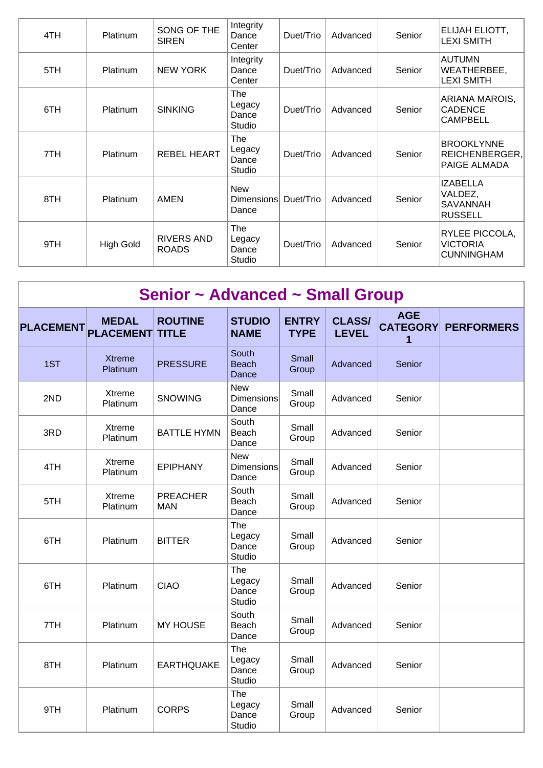| | | | | | | | |
|---|---|---|---|---|---|---|---|
| 4TH | Platinum | SONG OF THE SIREN | Integrity Dance Center | Duet/Trio | Advanced | Senior | ELIJAH ELIOTT, LEXI SMITH |
| 5TH | Platinum | NEW YORK | Integrity Dance Center | Duet/Trio | Advanced | Senior | AUTUMN WEATHERBEE, LEXI SMITH |
| 6TH | Platinum | SINKING | The Legacy Dance Studio | Duet/Trio | Advanced | Senior | ARIANA MAROIS, CADENCE CAMPBELL |
| 7TH | Platinum | REBEL HEART | The Legacy Dance Studio | Duet/Trio | Advanced | Senior | BROOKLYNNE REICHENBERGER, PAIGE ALMADA |
| 8TH | Platinum | AMEN | New Dimensions Dance | Duet/Trio | Advanced | Senior | IZABELLA VALDEZ, SAVANNAH RUSSELL |
| 9TH | High Gold | RIVERS AND ROADS | The Legacy Dance Studio | Duet/Trio | Advanced | Senior | RYLEE PICCOLA, VICTORIA CUNNINGHAM |

## Senior ~ Advanced ~ Small Group

| PLACEMENT | MEDAL PLACEMENT | ROUTINE TITLE | STUDIO NAME | ENTRY TYPE | CLASS/ LEVEL | AGE CATEGORY 1 | PERFORMERS |
|---|---|---|---|---|---|---|---|
| 1ST | Xtreme Platinum | PRESSURE | South Beach Dance | Small Group | Advanced | Senior | |
| 2ND | Xtreme Platinum | SNOWING | New Dimensions Dance | Small Group | Advanced | Senior | |
| 3RD | Xtreme Platinum | BATTLE HYMN | South Beach Dance | Small Group | Advanced | Senior | |
| 4TH | Xtreme Platinum | EPIPHANY | New Dimensions Dance | Small Group | Advanced | Senior | |
| 5TH | Xtreme Platinum | PREACHER MAN | South Beach Dance | Small Group | Advanced | Senior | |
| 6TH | Platinum | BITTER | The Legacy Dance Studio | Small Group | Advanced | Senior | |
| 6TH | Platinum | CIAO | The Legacy Dance Studio | Small Group | Advanced | Senior | |
| 7TH | Platinum | MY HOUSE | South Beach Dance | Small Group | Advanced | Senior | |
| 8TH | Platinum | EARTHQUAKE | The Legacy Dance Studio | Small Group | Advanced | Senior | |
| 9TH | Platinum | CORPS | The Legacy Dance Studio | Small Group | Advanced | Senior | |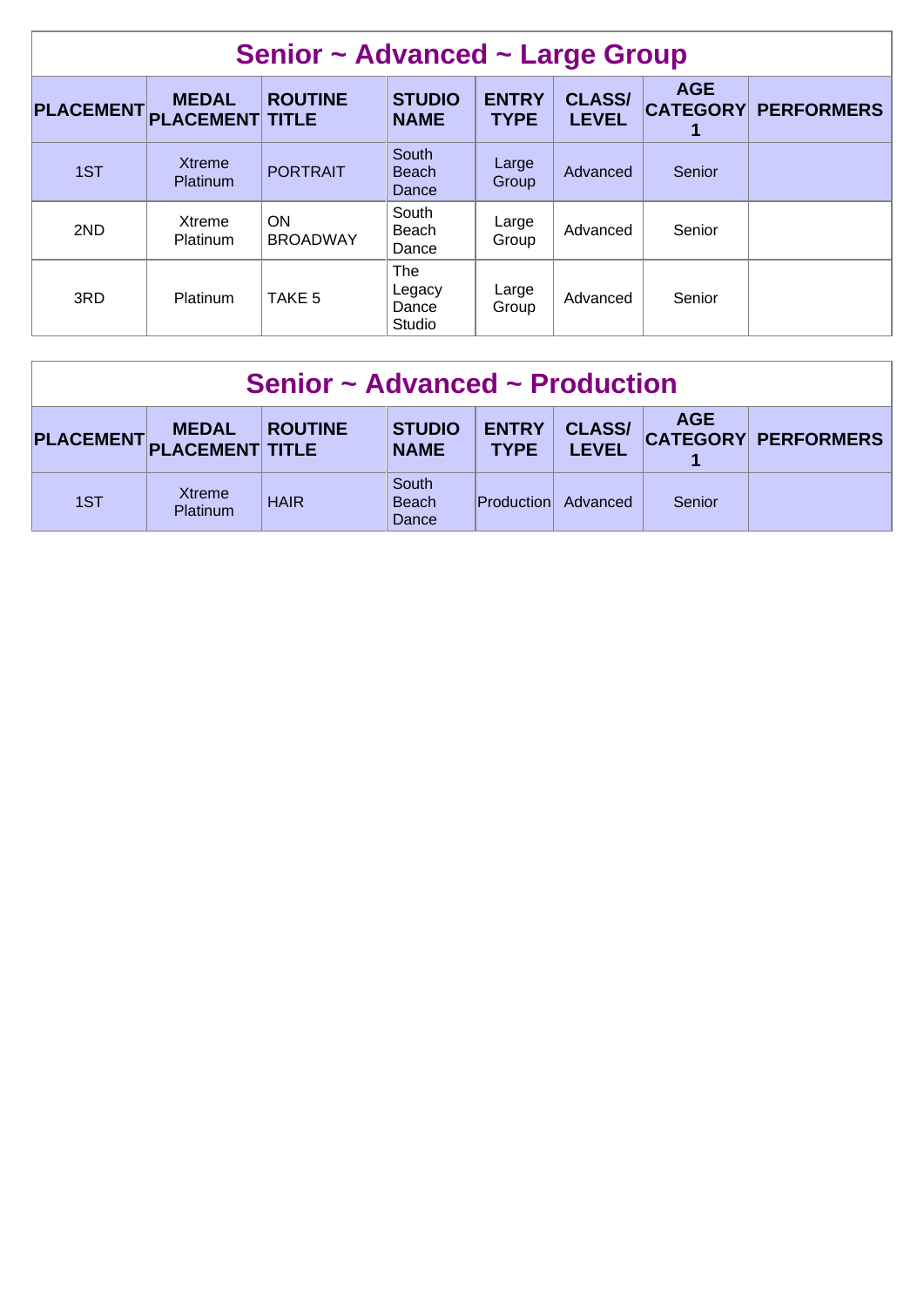## Senior ~ Advanced ~ Large Group

| PLACEMENT | MEDAL PLACEMENT | ROUTINE TITLE | STUDIO NAME | ENTRY TYPE | CLASS/ LEVEL | AGE CATEGORY 1 | PERFORMERS |
|---|---|---|---|---|---|---|---|
| 1ST | Xtreme Platinum | PORTRAIT | South Beach Dance | Large Group | Advanced | Senior | |
| 2ND | Xtreme Platinum | ON BROADWAY | South Beach Dance | Large Group | Advanced | Senior | |
| 3RD | Platinum | TAKE 5 | The Legacy Dance Studio | Large Group | Advanced | Senior | |

## Senior ~ Advanced ~ Production

| PLACEMENT | MEDAL PLACEMENT | ROUTINE TITLE | STUDIO NAME | ENTRY TYPE | CLASS/ LEVEL | AGE CATEGORY 1 | PERFORMERS |
|---|---|---|---|---|---|---|---|
| 1ST | Xtreme Platinum | HAIR | South Beach Dance | Production | Advanced | Senior | |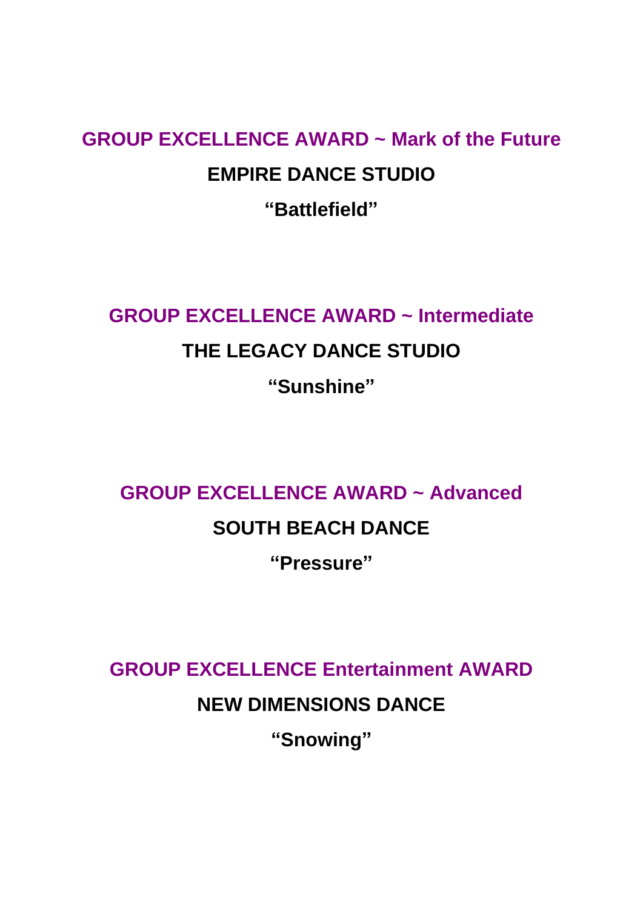## GROUP EXCELLENCE AWARD ~ Mark of the Future

**EMPIRE DANCE STUDIO**

**“Battlefield”**

## GROUP EXCELLENCE AWARD ~ Intermediate

**THE LEGACY DANCE STUDIO**

**“Sunshine”**

## GROUP EXCELLENCE AWARD ~ Advanced

**SOUTH BEACH DANCE**

**“Pressure”**

## GROUP EXCELLENCE Entertainment AWARD

**NEW DIMENSIONS DANCE**

**“Snowing”**